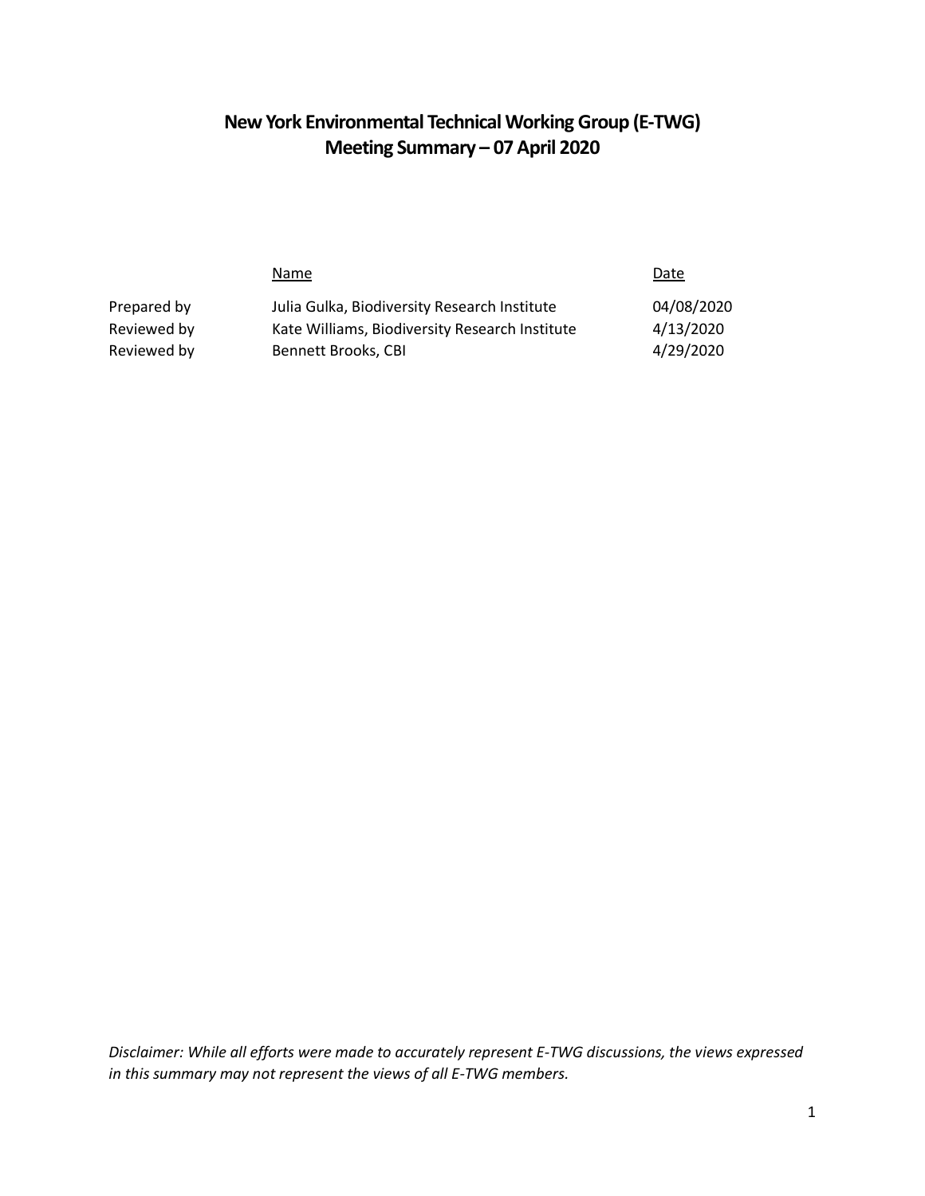# New York Environmental Technical Working Group (E-TWG)
# Meeting Summary – 07 April 2020

| | Name | Date |
|---|---|---|
| Prepared by | Julia Gulka, Biodiversity Research Institute | 04/08/2020 |
| Reviewed by | Kate Williams, Biodiversity Research Institute | 4/13/2020 |
| Reviewed by | Bennett Brooks, CBI | 4/29/2020 |

*Disclaimer: While all efforts were made to accurately represent E-TWG discussions, the views expressed in this summary may not represent the views of all E-TWG members.*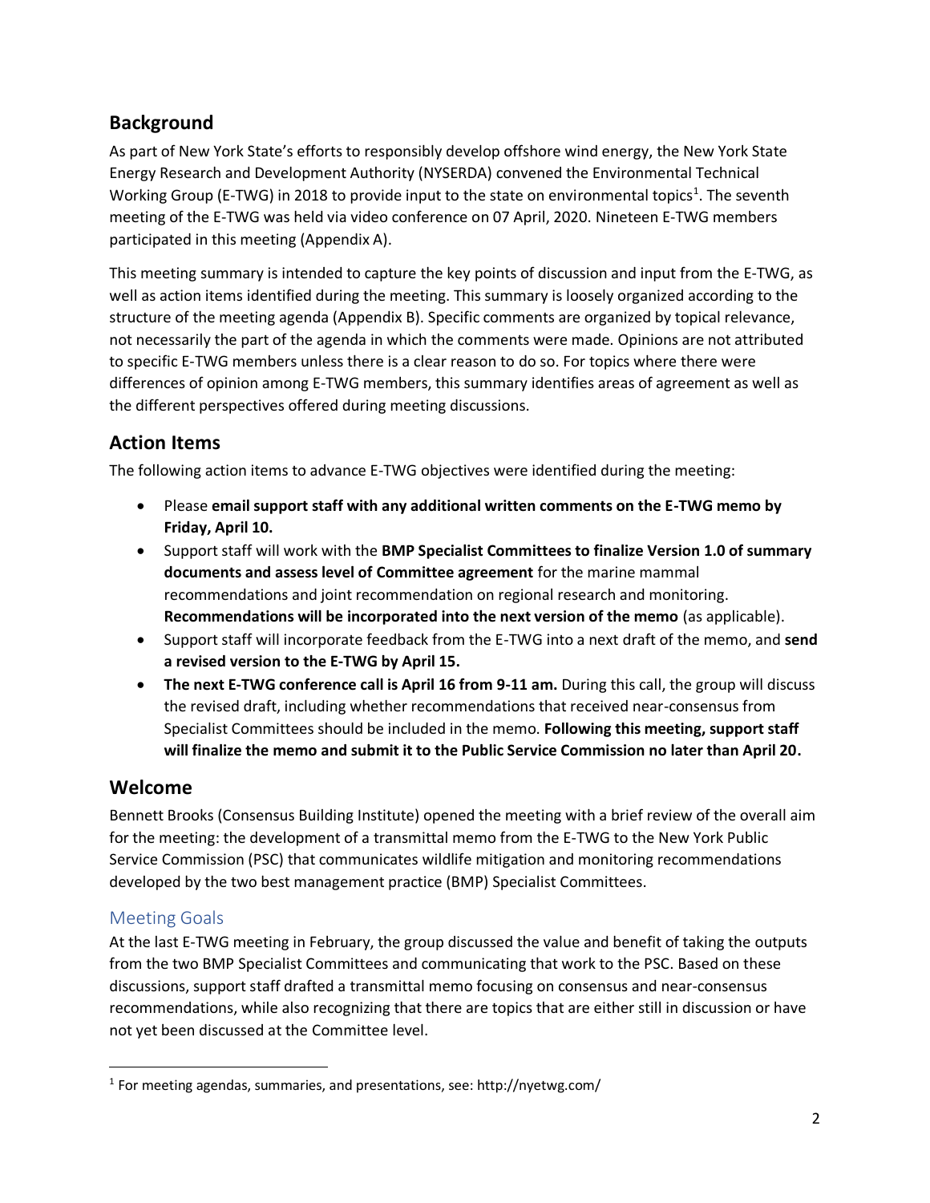## Background

As part of New York State's efforts to responsibly develop offshore wind energy, the New York State Energy Research and Development Authority (NYSERDA) convened the Environmental Technical Working Group (E-TWG) in 2018 to provide input to the state on environmental topics[1]. The seventh meeting of the E-TWG was held via video conference on 07 April, 2020. Nineteen E-TWG members participated in this meeting (Appendix A).

This meeting summary is intended to capture the key points of discussion and input from the E-TWG, as well as action items identified during the meeting. This summary is loosely organized according to the structure of the meeting agenda (Appendix B). Specific comments are organized by topical relevance, not necessarily the part of the agenda in which the comments were made. Opinions are not attributed to specific E-TWG members unless there is a clear reason to do so. For topics where there were differences of opinion among E-TWG members, this summary identifies areas of agreement as well as the different perspectives offered during meeting discussions.

## Action Items

The following action items to advance E-TWG objectives were identified during the meeting:

- Please **email support staff with any additional written comments on the E-TWG memo by Friday, April 10.**
- Support staff will work with the **BMP Specialist Committees to finalize Version 1.0 of summary documents and assess level of Committee agreement** for the marine mammal recommendations and joint recommendation on regional research and monitoring. **Recommendations will be incorporated into the next version of the memo** (as applicable).
- Support staff will incorporate feedback from the E-TWG into a next draft of the memo, and **send a revised version to the E-TWG by April 15.**
- **The next E-TWG conference call is April 16 from 9-11 am.** During this call, the group will discuss the revised draft, including whether recommendations that received near-consensus from Specialist Committees should be included in the memo. **Following this meeting, support staff will finalize the memo and submit it to the Public Service Commission no later than April 20.**

## Welcome

Bennett Brooks (Consensus Building Institute) opened the meeting with a brief review of the overall aim for the meeting: the development of a transmittal memo from the E-TWG to the New York Public Service Commission (PSC) that communicates wildlife mitigation and monitoring recommendations developed by the two best management practice (BMP) Specialist Committees.

### Meeting Goals

At the last E-TWG meeting in February, the group discussed the value and benefit of taking the outputs from the two BMP Specialist Committees and communicating that work to the PSC. Based on these discussions, support staff drafted a transmittal memo focusing on consensus and near-consensus recommendations, while also recognizing that there are topics that are either still in discussion or have not yet been discussed at the Committee level.

[1] For meeting agendas, summaries, and presentations, see: http://nyetwg.com/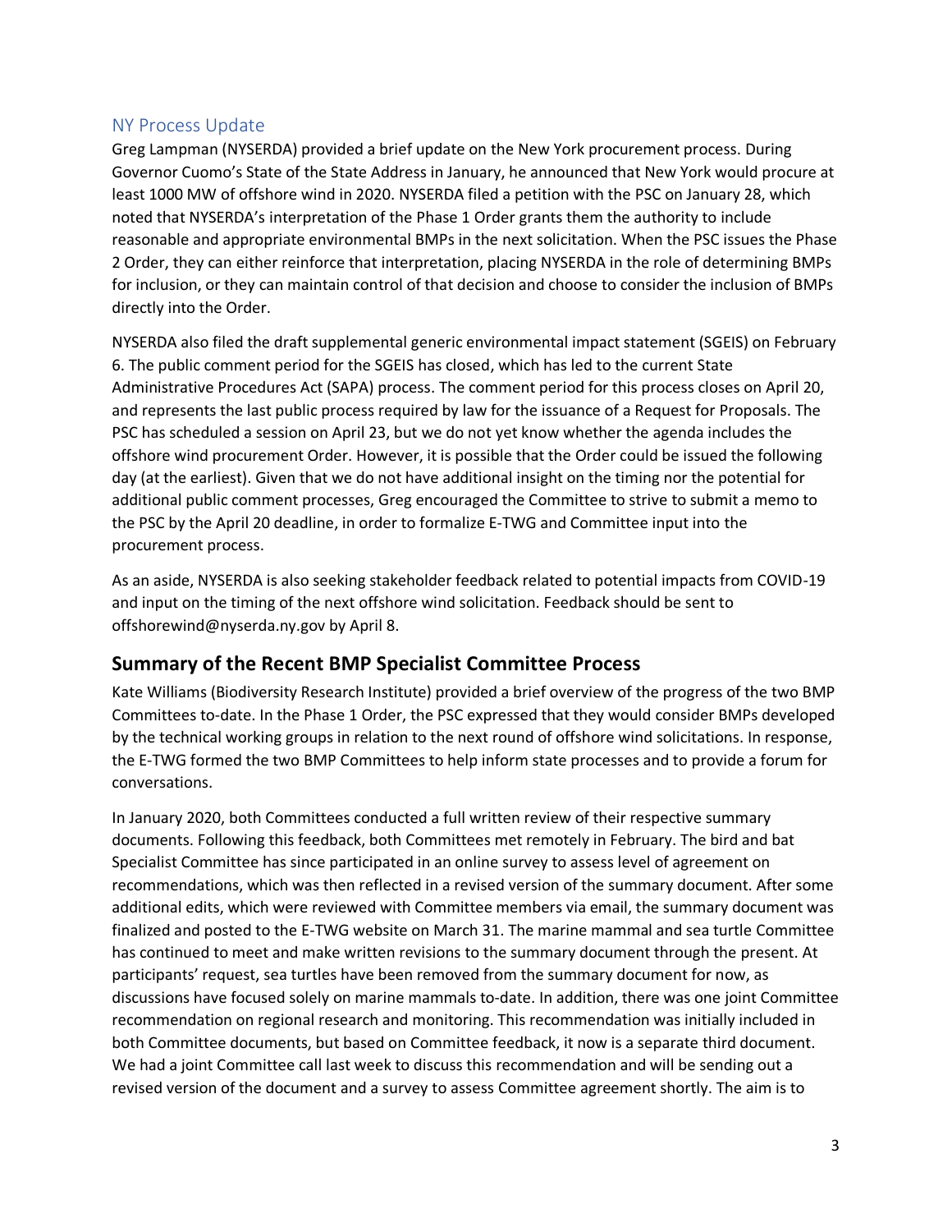### NY Process Update

Greg Lampman (NYSERDA) provided a brief update on the New York procurement process. During Governor Cuomo's State of the State Address in January, he announced that New York would procure at least 1000 MW of offshore wind in 2020. NYSERDA filed a petition with the PSC on January 28, which noted that NYSERDA's interpretation of the Phase 1 Order grants them the authority to include reasonable and appropriate environmental BMPs in the next solicitation. When the PSC issues the Phase 2 Order, they can either reinforce that interpretation, placing NYSERDA in the role of determining BMPs for inclusion, or they can maintain control of that decision and choose to consider the inclusion of BMPs directly into the Order.

NYSERDA also filed the draft supplemental generic environmental impact statement (SGEIS) on February 6. The public comment period for the SGEIS has closed, which has led to the current State Administrative Procedures Act (SAPA) process. The comment period for this process closes on April 20, and represents the last public process required by law for the issuance of a Request for Proposals. The PSC has scheduled a session on April 23, but we do not yet know whether the agenda includes the offshore wind procurement Order. However, it is possible that the Order could be issued the following day (at the earliest). Given that we do not have additional insight on the timing nor the potential for additional public comment processes, Greg encouraged the Committee to strive to submit a memo to the PSC by the April 20 deadline, in order to formalize E-TWG and Committee input into the procurement process.

As an aside, NYSERDA is also seeking stakeholder feedback related to potential impacts from COVID-19 and input on the timing of the next offshore wind solicitation. Feedback should be sent to offshorewind@nyserda.ny.gov by April 8.

## Summary of the Recent BMP Specialist Committee Process

Kate Williams (Biodiversity Research Institute) provided a brief overview of the progress of the two BMP Committees to-date. In the Phase 1 Order, the PSC expressed that they would consider BMPs developed by the technical working groups in relation to the next round of offshore wind solicitations. In response, the E-TWG formed the two BMP Committees to help inform state processes and to provide a forum for conversations.

In January 2020, both Committees conducted a full written review of their respective summary documents. Following this feedback, both Committees met remotely in February. The bird and bat Specialist Committee has since participated in an online survey to assess level of agreement on recommendations, which was then reflected in a revised version of the summary document. After some additional edits, which were reviewed with Committee members via email, the summary document was finalized and posted to the E-TWG website on March 31. The marine mammal and sea turtle Committee has continued to meet and make written revisions to the summary document through the present. At participants' request, sea turtles have been removed from the summary document for now, as discussions have focused solely on marine mammals to-date. In addition, there was one joint Committee recommendation on regional research and monitoring. This recommendation was initially included in both Committee documents, but based on Committee feedback, it now is a separate third document. We had a joint Committee call last week to discuss this recommendation and will be sending out a revised version of the document and a survey to assess Committee agreement shortly. The aim is to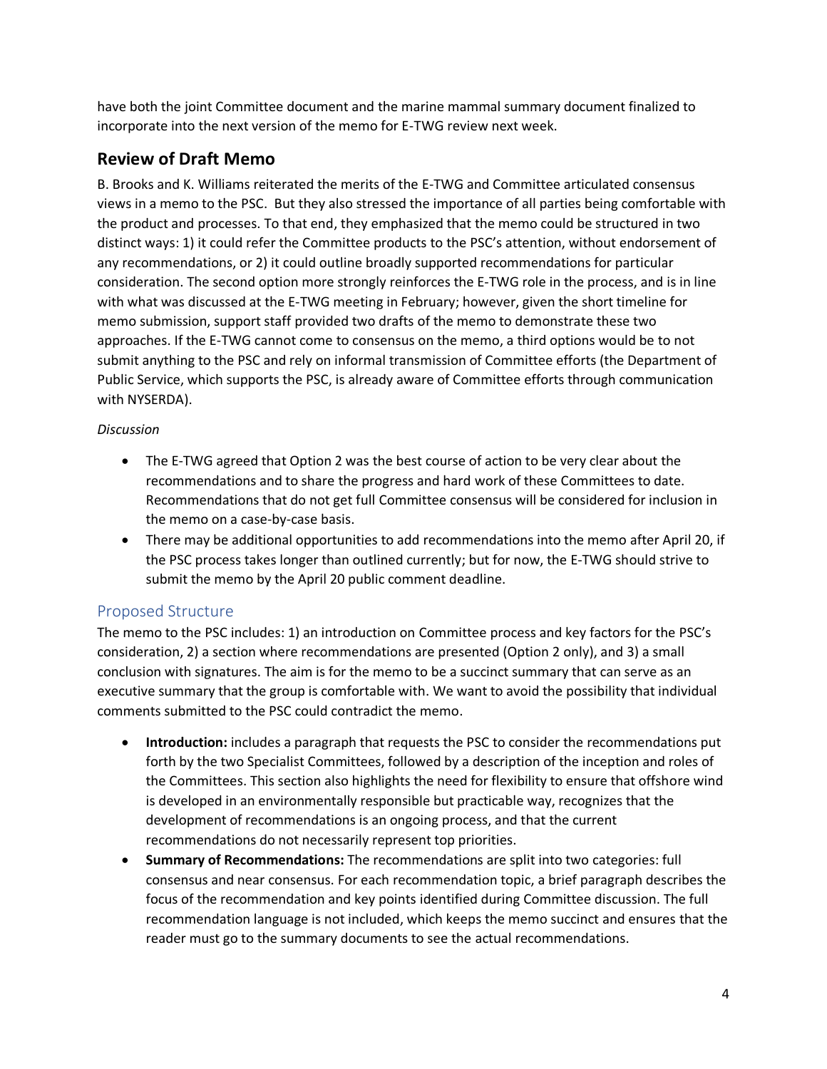have both the joint Committee document and the marine mammal summary document finalized to incorporate into the next version of the memo for E-TWG review next week.

## Review of Draft Memo

B. Brooks and K. Williams reiterated the merits of the E-TWG and Committee articulated consensus views in a memo to the PSC. But they also stressed the importance of all parties being comfortable with the product and processes. To that end, they emphasized that the memo could be structured in two distinct ways: 1) it could refer the Committee products to the PSC's attention, without endorsement of any recommendations, or 2) it could outline broadly supported recommendations for particular consideration. The second option more strongly reinforces the E-TWG role in the process, and is in line with what was discussed at the E-TWG meeting in February; however, given the short timeline for memo submission, support staff provided two drafts of the memo to demonstrate these two approaches. If the E-TWG cannot come to consensus on the memo, a third options would be to not submit anything to the PSC and rely on informal transmission of Committee efforts (the Department of Public Service, which supports the PSC, is already aware of Committee efforts through communication with NYSERDA).

*Discussion*

- The E-TWG agreed that Option 2 was the best course of action to be very clear about the recommendations and to share the progress and hard work of these Committees to date. Recommendations that do not get full Committee consensus will be considered for inclusion in the memo on a case-by-case basis.
- There may be additional opportunities to add recommendations into the memo after April 20, if the PSC process takes longer than outlined currently; but for now, the E-TWG should strive to submit the memo by the April 20 public comment deadline.

### Proposed Structure

The memo to the PSC includes: 1) an introduction on Committee process and key factors for the PSC's consideration, 2) a section where recommendations are presented (Option 2 only), and 3) a small conclusion with signatures. The aim is for the memo to be a succinct summary that can serve as an executive summary that the group is comfortable with. We want to avoid the possibility that individual comments submitted to the PSC could contradict the memo.

- **Introduction:** includes a paragraph that requests the PSC to consider the recommendations put forth by the two Specialist Committees, followed by a description of the inception and roles of the Committees. This section also highlights the need for flexibility to ensure that offshore wind is developed in an environmentally responsible but practicable way, recognizes that the development of recommendations is an ongoing process, and that the current recommendations do not necessarily represent top priorities.
- **Summary of Recommendations:** The recommendations are split into two categories: full consensus and near consensus. For each recommendation topic, a brief paragraph describes the focus of the recommendation and key points identified during Committee discussion. The full recommendation language is not included, which keeps the memo succinct and ensures that the reader must go to the summary documents to see the actual recommendations.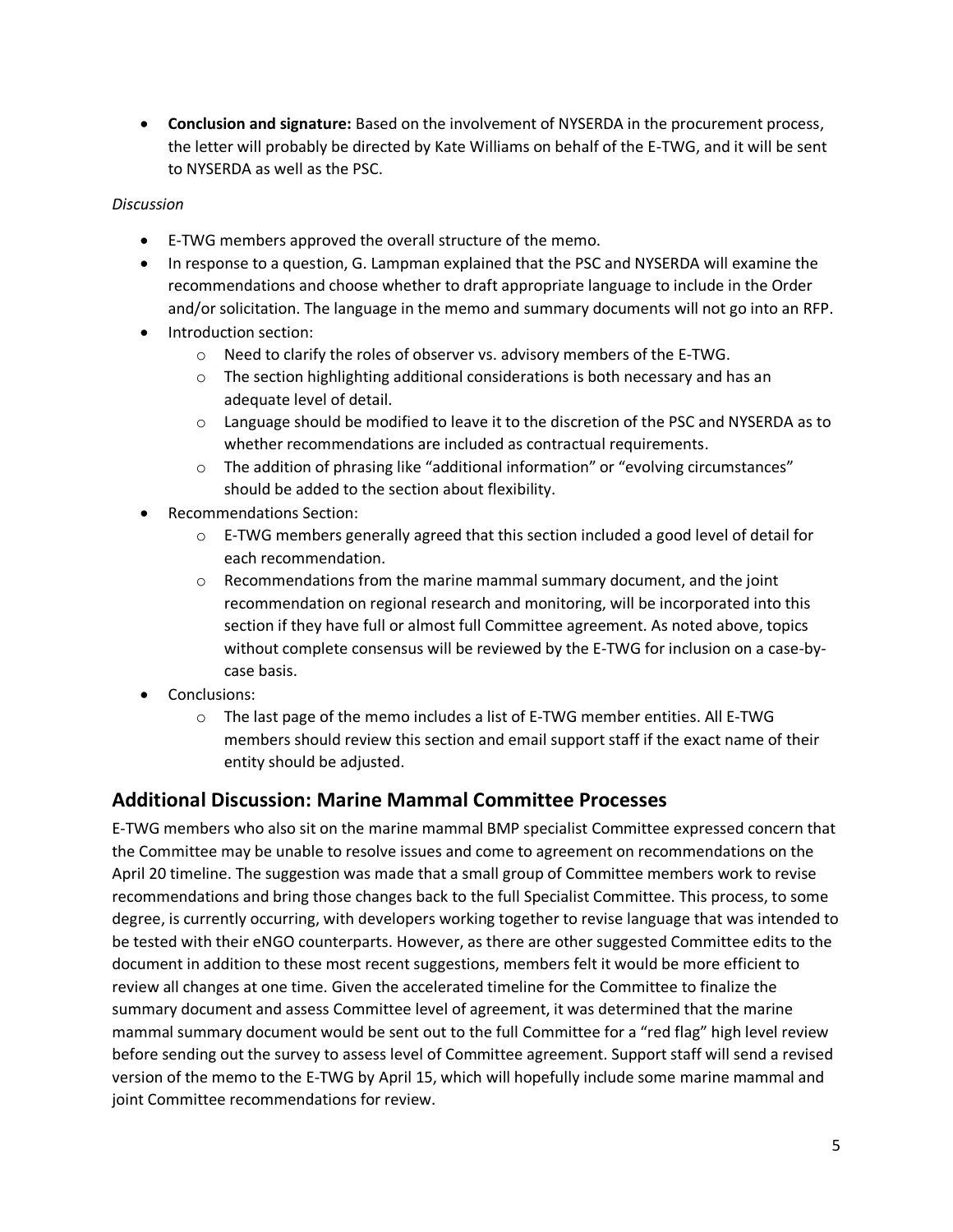- **Conclusion and signature:** Based on the involvement of NYSERDA in the procurement process, the letter will probably be directed by Kate Williams on behalf of the E-TWG, and it will be sent to NYSERDA as well as the PSC.

*Discussion*

- E-TWG members approved the overall structure of the memo.
- In response to a question, G. Lampman explained that the PSC and NYSERDA will examine the recommendations and choose whether to draft appropriate language to include in the Order and/or solicitation. The language in the memo and summary documents will not go into an RFP.
- Introduction section:
    - Need to clarify the roles of observer vs. advisory members of the E-TWG.
    - The section highlighting additional considerations is both necessary and has an adequate level of detail.
    - Language should be modified to leave it to the discretion of the PSC and NYSERDA as to whether recommendations are included as contractual requirements.
    - The addition of phrasing like "additional information" or "evolving circumstances" should be added to the section about flexibility.
- Recommendations Section:
    - E-TWG members generally agreed that this section included a good level of detail for each recommendation.
    - Recommendations from the marine mammal summary document, and the joint recommendation on regional research and monitoring, will be incorporated into this section if they have full or almost full Committee agreement. As noted above, topics without complete consensus will be reviewed by the E-TWG for inclusion on a case-by-case basis.
- Conclusions:
    - The last page of the memo includes a list of E-TWG member entities. All E-TWG members should review this section and email support staff if the exact name of their entity should be adjusted.

## Additional Discussion: Marine Mammal Committee Processes

E-TWG members who also sit on the marine mammal BMP specialist Committee expressed concern that the Committee may be unable to resolve issues and come to agreement on recommendations on the April 20 timeline. The suggestion was made that a small group of Committee members work to revise recommendations and bring those changes back to the full Specialist Committee. This process, to some degree, is currently occurring, with developers working together to revise language that was intended to be tested with their eNGO counterparts. However, as there are other suggested Committee edits to the document in addition to these most recent suggestions, members felt it would be more efficient to review all changes at one time. Given the accelerated timeline for the Committee to finalize the summary document and assess Committee level of agreement, it was determined that the marine mammal summary document would be sent out to the full Committee for a "red flag" high level review before sending out the survey to assess level of Committee agreement. Support staff will send a revised version of the memo to the E-TWG by April 15, which will hopefully include some marine mammal and joint Committee recommendations for review.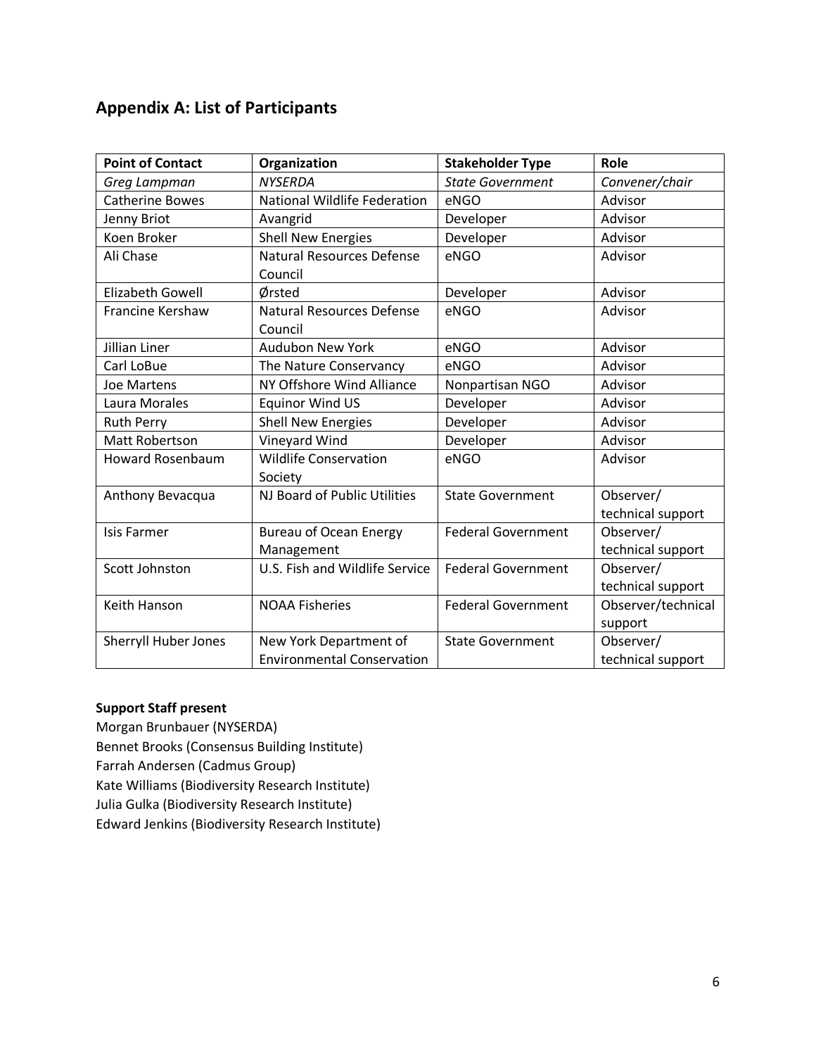## Appendix A: List of Participants

| Point of Contact | Organization | Stakeholder Type | Role |
| --- | --- | --- | --- |
| *Greg Lampman* | *NYSERDA* | *State Government* | *Convener/chair* |
| Catherine Bowes | National Wildlife Federation | eNGO | Advisor |
| Jenny Briot | Avangrid | Developer | Advisor |
| Koen Broker | Shell New Energies | Developer | Advisor |
| Ali Chase | Natural Resources Defense Council | eNGO | Advisor |
| Elizabeth Gowell | Ørsted | Developer | Advisor |
| Francine Kershaw | Natural Resources Defense Council | eNGO | Advisor |
| Jillian Liner | Audubon New York | eNGO | Advisor |
| Carl LoBue | The Nature Conservancy | eNGO | Advisor |
| Joe Martens | NY Offshore Wind Alliance | Nonpartisan NGO | Advisor |
| Laura Morales | Equinor Wind US | Developer | Advisor |
| Ruth Perry | Shell New Energies | Developer | Advisor |
| Matt Robertson | Vineyard Wind | Developer | Advisor |
| Howard Rosenbaum | Wildlife Conservation Society | eNGO | Advisor |
| Anthony Bevacqua | NJ Board of Public Utilities | State Government | Observer/ technical support |
| Isis Farmer | Bureau of Ocean Energy Management | Federal Government | Observer/ technical support |
| Scott Johnston | U.S. Fish and Wildlife Service | Federal Government | Observer/ technical support |
| Keith Hanson | NOAA Fisheries | Federal Government | Observer/technical support |
| Sherryll Huber Jones | New York Department of Environmental Conservation | State Government | Observer/ technical support |

**Support Staff present**

Morgan Brunbauer (NYSERDA)
Bennet Brooks (Consensus Building Institute)
Farrah Andersen (Cadmus Group)
Kate Williams (Biodiversity Research Institute)
Julia Gulka (Biodiversity Research Institute)
Edward Jenkins (Biodiversity Research Institute)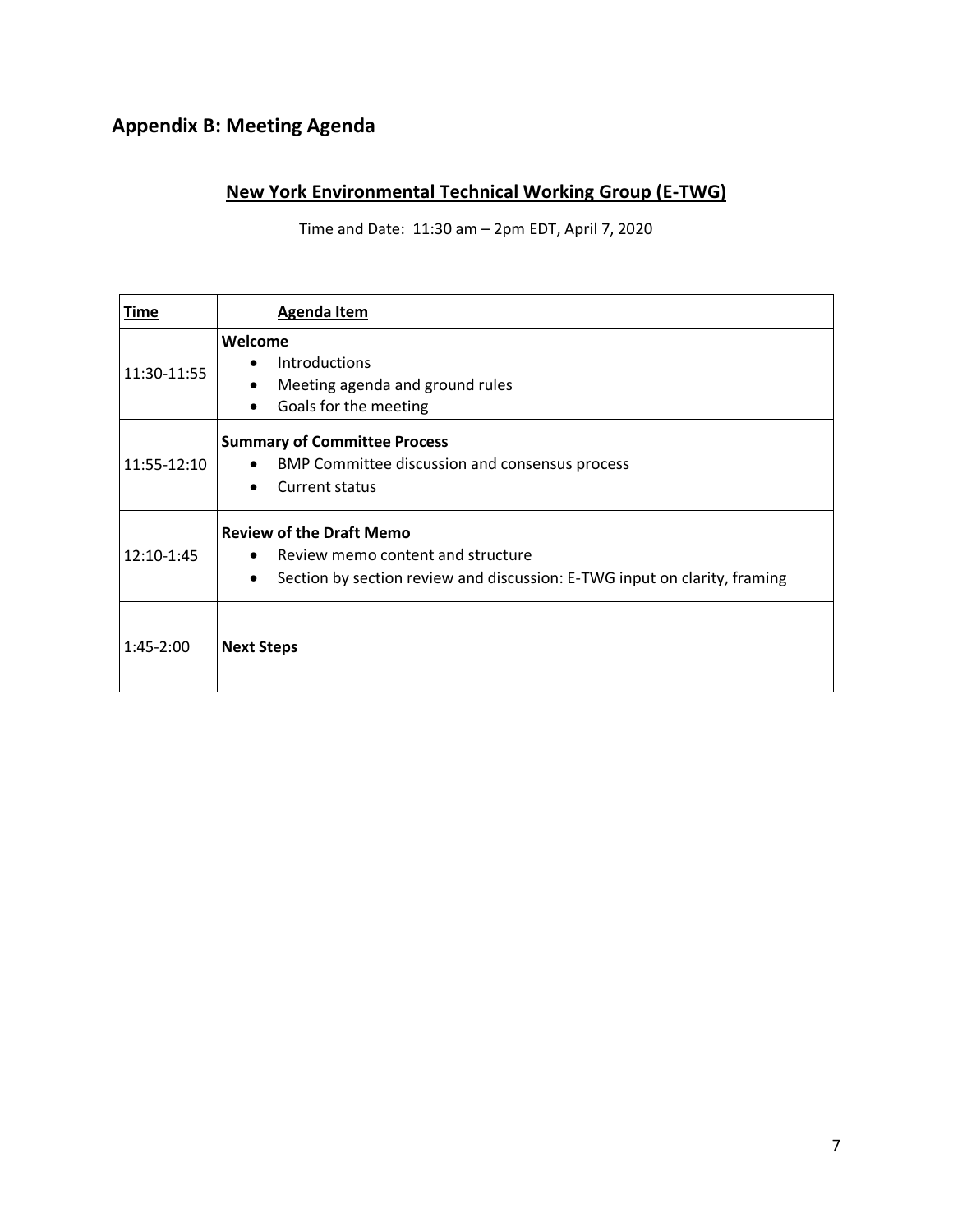## Appendix B: Meeting Agenda

### New York Environmental Technical Working Group (E-TWG)

Time and Date: 11:30 am – 2pm EDT, April 7, 2020

| Time | Agenda Item |
|---|---|
| 11:30-11:55 | **Welcome**<br>• Introductions<br>• Meeting agenda and ground rules<br>• Goals for the meeting |
| 11:55-12:10 | **Summary of Committee Process**<br>• BMP Committee discussion and consensus process<br>• Current status |
| 12:10-1:45 | **Review of the Draft Memo**<br>• Review memo content and structure<br>• Section by section review and discussion: E-TWG input on clarity, framing |
| 1:45-2:00 | **Next Steps** |